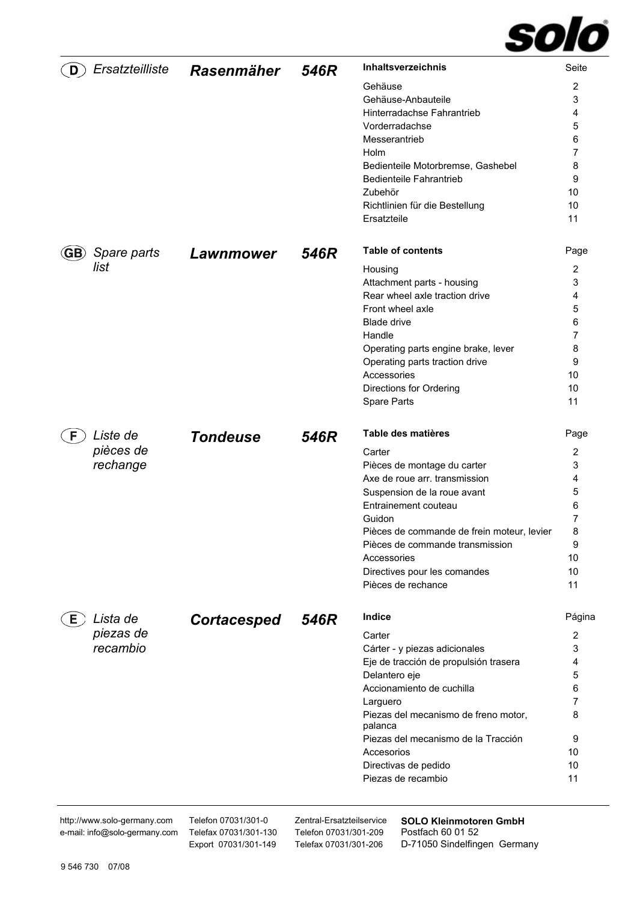solo

## (D) Ersatzteilliste — Rasenmäher 546R

| Inhaltsverzeichnis | Seite |
|---|---|
| Gehäuse | 2 |
| Gehäuse-Anbauteile | 3 |
| Hinterradachse Fahrantrieb | 4 |
| Vorderradachse | 5 |
| Messerantrieb | 6 |
| Holm | 7 |
| Bedienteile Motorbremse, Gashebel | 8 |
| Bedienteile Fahrantrieb | 9 |
| Zubehör | 10 |
| Richtlinien für die Bestellung | 10 |
| Ersatzteile | 11 |

## (GB) Spare parts list — Lawnmower 546R

| Table of contents | Page |
|---|---|
| Housing | 2 |
| Attachment parts - housing | 3 |
| Rear wheel axle traction drive | 4 |
| Front wheel axle | 5 |
| Blade drive | 6 |
| Handle | 7 |
| Operating parts engine brake, lever | 8 |
| Operating parts traction drive | 9 |
| Accessories | 10 |
| Directions for Ordering | 10 |
| Spare Parts | 11 |

## (F) Liste de pièces de rechange — Tondeuse 546R

| Table des matières | Page |
|---|---|
| Carter | 2 |
| Pièces de montage du carter | 3 |
| Axe de roue arr. transmission | 4 |
| Suspension de la roue avant | 5 |
| Entrainement couteau | 6 |
| Guidon | 7 |
| Pièces de commande de frein moteur, levier | 8 |
| Pièces de commande transmission | 9 |
| Accessories | 10 |
| Directives pour les comandes | 10 |
| Pièces de rechance | 11 |

## (E) Lista de piezas de recambio — Cortacesped 546R

| Indice | Página |
|---|---|
| Carter | 2 |
| Cárter - y piezas adicionales | 3 |
| Eje de tracción de propulsión trasera | 4 |
| Delantero eje | 5 |
| Accionamiento de cuchilla | 6 |
| Larguero | 7 |
| Piezas del mecanismo de freno motor, palanca | 8 |
| Piezas del mecanismo de la Tracción | 9 |
| Accesorios | 10 |
| Directivas de pedido | 10 |
| Piezas de recambio | 11 |

---

http://www.solo-germany.com
e-mail: info@solo-germany.com

Telefon 07031/301-0
Telefax 07031/301-130
Export 07031/301-149

Zentral-Ersatzteilservice
Telefon 07031/301-209
Telefax 07031/301-206

**SOLO Kleinmotoren GmbH**
Postfach 60 01 52
D-71050 Sindelfingen Germany

9 546 730 07/08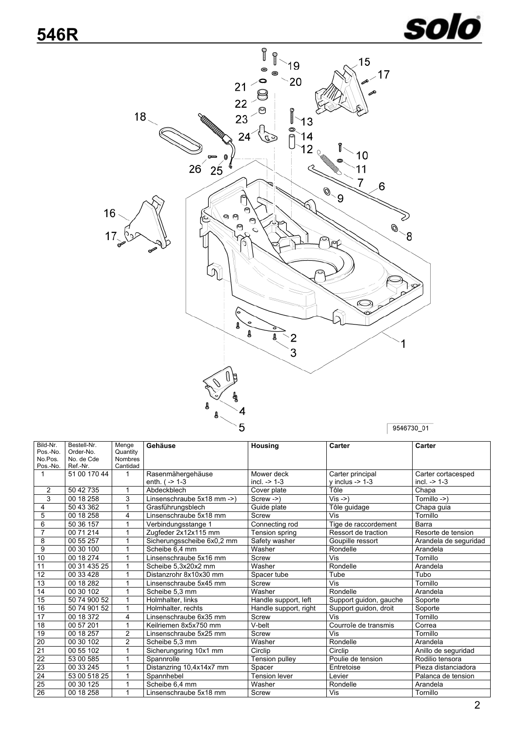# 546R

9546730_01

| Bild-Nr. Pos.-No. No.Pos. Pos.-No. | Bestell-Nr. Order-No. No. de Cde Ref.-Nr. | Menge Quantity Nombres Cantidad | Gehäuse | Housing | Carter | Carter |
|---|---|---|---|---|---|---|
| 1 | 51 00 170 44 | 1 | Rasenmähergehäuse enth. ( -> 1-3 | Mower deck incl. -> 1-3 | Carter principal y inclus -> 1-3 | Carter cortacesped incl. -> 1-3 |
| 2 | 50 42 735 | 1 | Abdeckblech | Cover plate | Tôle | Chapa |
| 3 | 00 18 258 | 3 | Linsenschraube 5x18 mm ->) | Screw ->) | Vis ->) | Tornillo ->) |
| 4 | 50 43 362 | 1 | Grasführungsblech | Guide plate | Tôle guidage | Chapa guia |
| 5 | 00 18 258 | 4 | Linsenschraube 5x18 mm | Screw | Vis | Tornillo |
| 6 | 50 36 157 | 1 | Verbindungsstange 1 | Connecting rod | Tige de raccordement | Barra |
| 7 | 00 71 214 | 1 | Zugfeder 2x12x115 mm | Tension spring | Ressort de traction | Resorte de tension |
| 8 | 00 55 257 | 1 | Sicherungsscheibe 6x0,2 mm | Safety washer | Goupille ressort | Arandela de seguridad |
| 9 | 00 30 100 | 1 | Scheibe 6,4 mm | Washer | Rondelle | Arandela |
| 10 | 00 18 274 | 1 | Linsenschraube 5x16 mm | Screw | Vis | Tornillo |
| 11 | 00 31 435 25 | 1 | Scheibe 5,3x20x2 mm | Washer | Rondelle | Arandela |
| 12 | 00 33 428 | 1 | Distanzrohr 8x10x30 mm | Spacer tube | Tube | Tubo |
| 13 | 00 18 282 | 1 | Linsenschraube 5x45 mm | Screw | Vis | Tornillo |
| 14 | 00 30 102 | 1 | Scheibe 5,3 mm | Washer | Rondelle | Arandela |
| 15 | 50 74 900 52 | 1 | Holmhalter, links | Handle support, left | Support guidon, gauche | Soporte |
| 16 | 50 74 901 52 | 1 | Holmhalter, rechts | Handle support, right | Support guidon, droit | Soporte |
| 17 | 00 18 372 | 4 | Linsenschraube 6x35 mm | Screw | Vis | Tornillo |
| 18 | 00 57 201 | 1 | Keilriemen 8x5x750 mm | V-belt | Courroîe de transmis | Correa |
| 19 | 00 18 257 | 2 | Linsenschraube 5x25 mm | Screw | Vis | Tornillo |
| 20 | 00 30 102 | 2 | Scheibe 5,3 mm | Washer | Rondelle | Arandela |
| 21 | 00 55 102 | 1 | Sicherungsring 10x1 mm | Circlip | Circlip | Anillo de seguridad |
| 22 | 53 00 585 | 1 | Spannrolle | Tension pulley | Poulie de tension | Rodilio tensora |
| 23 | 00 33 245 | 1 | Distanzring 10,4x14x7 mm | Spacer | Entretoise | Pieza distanciadora |
| 24 | 53 00 518 25 | 1 | Spannhebel | Tension lever | Levier | Palanca de tension |
| 25 | 00 30 125 | 1 | Scheibe 6,4 mm | Washer | Rondelle | Arandela |
| 26 | 00 18 258 | 1 | Linsenschraube 5x18 mm | Screw | Vis | Tornillo |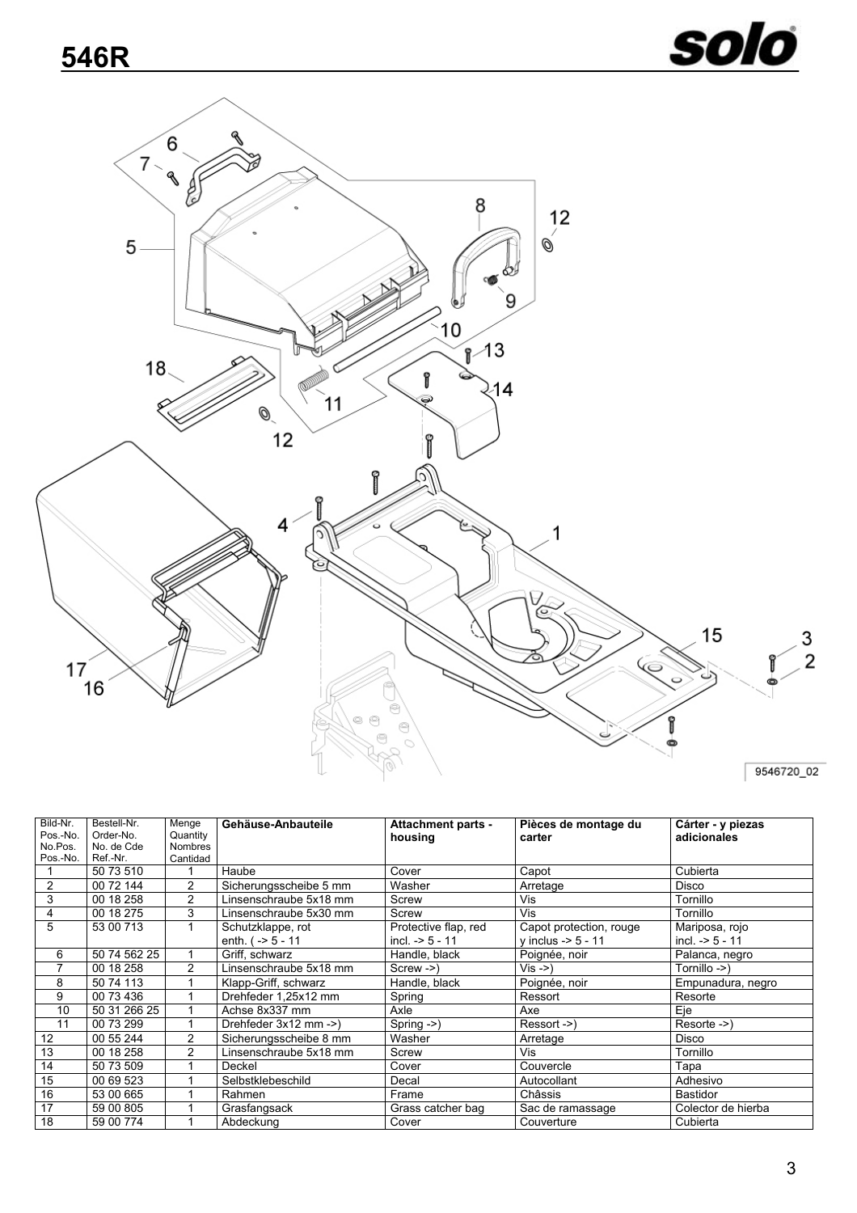# 546R

| Bild-Nr. Pos.-No. No.Pos. Pos.-No. | Bestell-Nr. Order-No. No. de Cde Ref.-Nr. | Menge Quantity Nombres Cantidad | Gehäuse-Anbauteile | Attachment parts - housing | Pièces de montage du carter | Cárter - y piezas adicionales |
|---|---|---|---|---|---|---|
| 1 | 50 73 510 | 1 | Haube | Cover | Capot | Cubierta |
| 2 | 00 72 144 | 2 | Sicherungsscheibe 5 mm | Washer | Arretage | Disco |
| 3 | 00 18 258 | 2 | Linsenschraube 5x18 mm | Screw | Vis | Tornillo |
| 4 | 00 18 275 | 3 | Linsenschraube 5x30 mm | Screw | Vis | Tornillo |
| 5 | 53 00 713 | 1 | Schutzklappe, rot enth. ( -> 5 - 11 | Protective flap, red incl. -> 5 - 11 | Capot protection, rouge y inclus -> 5 - 11 | Mariposa, rojo incl. -> 5 - 11 |
| 6 | 50 74 562 25 | 1 | Griff, schwarz | Handle, black | Poignée, noir | Palanca, negro |
| 7 | 00 18 258 | 2 | Linsenschraube 5x18 mm | Screw ->) | Vis ->) | Tornillo ->) |
| 8 | 50 74 113 | 1 | Klapp-Griff, schwarz | Handle, black | Poignée, noir | Empunadura, negro |
| 9 | 00 73 436 | 1 | Drehfeder 1,25x12 mm | Spring | Ressort | Resorte |
| 10 | 50 31 266 25 | 1 | Achse 8x337 mm | Axle | Axe | Eje |
| 11 | 00 73 299 | 1 | Drehfeder 3x12 mm ->) | Spring ->) | Ressort ->) | Resorte ->) |
| 12 | 00 55 244 | 2 | Sicherungsscheibe 8 mm | Washer | Arretage | Disco |
| 13 | 00 18 258 | 2 | Linsenschraube 5x18 mm | Screw | Vis | Tornillo |
| 14 | 50 73 509 | 1 | Deckel | Cover | Couvercle | Tapa |
| 15 | 00 69 523 | 1 | Selbstklebeschild | Decal | Autocollant | Adhesivo |
| 16 | 53 00 665 | 1 | Rahmen | Frame | Châssis | Bastidor |
| 17 | 59 00 805 | 1 | Grasfangsack | Grass catcher bag | Sac de ramassage | Colector de hierba |
| 18 | 59 00 774 | 1 | Abdeckung | Cover | Couverture | Cubierta |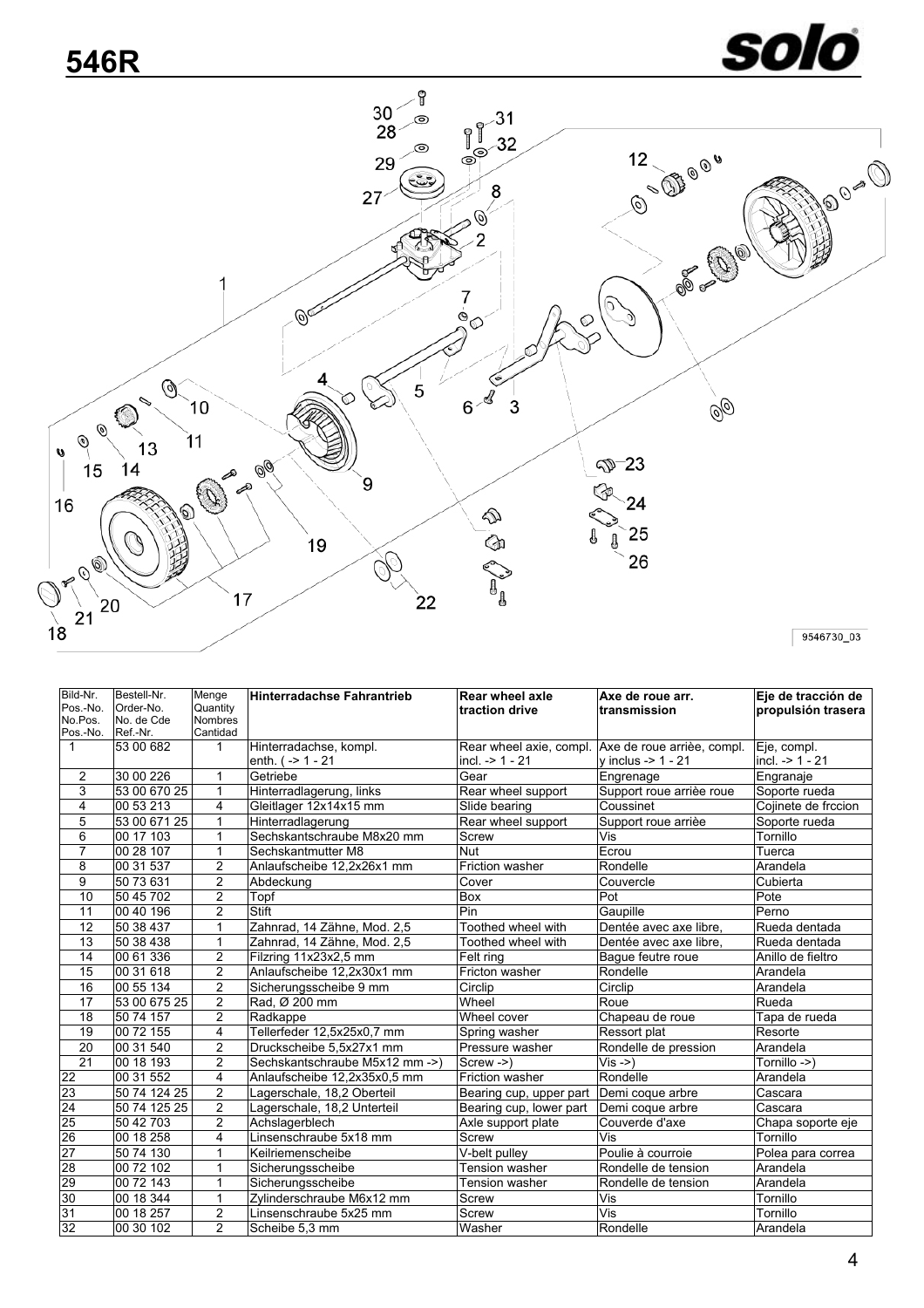# 546R

| Bild-Nr. Pos.-No. No.Pos. Pos.-No. | Bestell-Nr. Order-No. No. de Cde Ref.-Nr. | Menge Quantity Nombres Cantidad | Hinterradachse Fahrantrieb | Rear wheel axle traction drive | Axe de roue arr. transmission | Eje de tracción de propulsión trasera |
|---|---|---|---|---|---|---|
| 1 | 53 00 682 | 1 | Hinterradachse, kompl. enth. ( -> 1 - 21 | Rear wheel axie, compl. incl. -> 1 - 21 | Axe de roue arrièe, compl. y inclus -> 1 - 21 | Eje, compl. incl. -> 1 - 21 |
| 2 | 30 00 226 | 1 | Getriebe | Gear | Engrenage | Engranaje |
| 3 | 53 00 670 25 | 1 | Hinterradlagerung, links | Rear wheel support | Support roue arrièe roue | Soporte rueda |
| 4 | 00 53 213 | 4 | Gleitlager 12x14x15 mm | Slide bearing | Coussinet | Cojinete de frccion |
| 5 | 53 00 671 25 | 1 | Hinterradlagerung | Rear wheel support | Support roue arrièe | Soporte rueda |
| 6 | 00 17 103 | 1 | Sechskantschraube M8x20 mm | Screw | Vis | Tornillo |
| 7 | 00 28 107 | 1 | Sechskantmutter M8 | Nut | Ecrou | Tuerca |
| 8 | 00 31 537 | 2 | Anlaufscheibe 12,2x26x1 mm | Friction washer | Rondelle | Arandela |
| 9 | 50 73 631 | 2 | Abdeckung | Cover | Couvercle | Cubierta |
| 10 | 50 45 702 | 2 | Topf | Box | Pot | Pote |
| 11 | 00 40 196 | 2 | Stift | Pin | Gaupille | Perno |
| 12 | 50 38 437 | 1 | Zahnrad, 14 Zähne, Mod. 2,5 | Toothed wheel with | Dentée avec axe libre, | Rueda dentada |
| 13 | 50 38 438 | 1 | Zahnrad, 14 Zähne, Mod. 2,5 | Toothed wheel with | Dentée avec axe libre, | Rueda dentada |
| 14 | 00 61 336 | 2 | Filzring 11x23x2,5 mm | Felt ring | Bague feutre roue | Anillo de fieltro |
| 15 | 00 31 618 | 2 | Anlaufscheibe 12,2x30x1 mm | Fricton washer | Rondelle | Arandela |
| 16 | 00 55 134 | 2 | Sicherungsscheibe 9 mm | Circlip | Circlip | Arandela |
| 17 | 53 00 675 25 | 2 | Rad, Ø 200 mm | Wheel | Roue | Rueda |
| 18 | 50 74 157 | 2 | Radkappe | Wheel cover | Chapeau de roue | Tapa de rueda |
| 19 | 00 72 155 | 4 | Tellerfeder 12,5x25x0,7 mm | Spring washer | Ressort plat | Resorte |
| 20 | 00 31 540 | 2 | Druckscheibe 5,5x27x1 mm | Pressure washer | Rondelle de pression | Arandela |
| 21 | 00 18 193 | 2 | Sechskantschraube M5x12 mm ->) | Screw ->) | Vis ->) | Tornillo ->) |
| 22 | 00 31 552 | 4 | Anlaufscheibe 12,2x35x0,5 mm | Friction washer | Rondelle | Arandela |
| 23 | 50 74 124 25 | 2 | Lagerschale, 18,2 Oberteil | Bearing cup, upper part | Demi coque arbre | Cascara |
| 24 | 50 74 125 25 | 2 | Lagerschale, 18,2 Unterteil | Bearing cup, lower part | Demi coque arbre | Cascara |
| 25 | 50 42 703 | 2 | Achslagerblech | Axle support plate | Couverde d'axe | Chapa soporte eje |
| 26 | 00 18 258 | 4 | Linsenschraube 5x18 mm | Screw | Vis | Tornillo |
| 27 | 50 74 130 | 1 | Keilriemenscheibe | V-belt pulley | Poulie à courroie | Polea para correa |
| 28 | 00 72 102 | 1 | Sicherungsscheibe | Tension washer | Rondelle de tension | Arandela |
| 29 | 00 72 143 | 1 | Sicherungsscheibe | Tension washer | Rondelle de tension | Arandela |
| 30 | 00 18 344 | 1 | Zylinderschraube M6x12 mm | Screw | Vis | Tornillo |
| 31 | 00 18 257 | 2 | Linsenschraube 5x25 mm | Screw | Vis | Tornillo |
| 32 | 00 30 102 | 2 | Scheibe 5,3 mm | Washer | Rondelle | Arandela |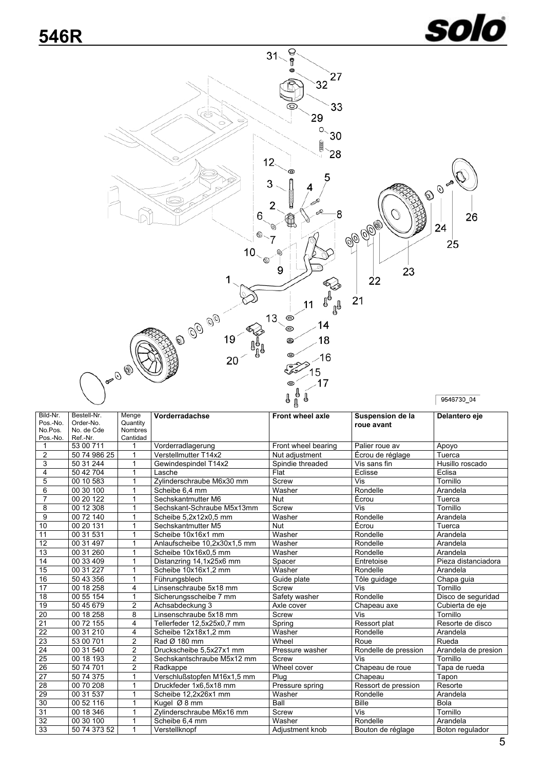# 546R

| Bild-Nr. Pos.-No. No.Pos. Pos.-No. | Bestell-Nr. Order-No. No. de Cde Ref.-Nr. | Menge Quantity Nombres Cantidad | Vorderradachse | Front wheel axle | Suspension de la roue avant | Delantero eje |
|---|---|---|---|---|---|---|
| 1 | 53 00 711 | 1 | Vorderradlagerung | Front wheel bearing | Palier roue av | Apoyo |
| 2 | 50 74 986 25 | 1 | Verstellmutter T14x2 | Nut adjustment | Écrou de réglage | Tuerca |
| 3 | 50 31 244 | 1 | Gewindespindel T14x2 | Spindie threaded | Vis sans fin | Husillo roscado |
| 4 | 50 42 704 | 1 | Lasche | Flat | Eclisse | Eclisa |
| 5 | 00 10 583 | 1 | Zylinderschraube M6x30 mm | Screw | Vis | Tornillo |
| 6 | 00 30 100 | 1 | Scheibe 6,4 mm | Washer | Rondelle | Arandela |
| 7 | 00 20 122 | 1 | Sechskantmutter M6 | Nut | Écrou | Tuerca |
| 8 | 00 12 308 | 1 | Sechskant-Schraube M5x13mm | Screw | Vis | Tornillo |
| 9 | 00 72 140 | 1 | Scheibe 5,2x12x0,5 mm | Washer | Rondelle | Arandela |
| 10 | 00 20 131 | 1 | Sechskantmutter M5 | Nut | Écrou | Tuerca |
| 11 | 00 31 531 | 1 | Scheibe 10x16x1 mm | Washer | Rondelle | Arandela |
| 12 | 00 31 497 | 1 | Anlaufscheibe 10,2x30x1,5 mm | Washer | Rondelle | Arandela |
| 13 | 00 31 260 | 1 | Scheibe 10x16x0,5 mm | Washer | Rondelle | Arandela |
| 14 | 00 33 409 | 1 | Distanzring 14,1x25x6 mm | Spacer | Entretoise | Pieza distanciadora |
| 15 | 00 31 227 | 1 | Scheibe 10x16x1,2 mm | Washer | Rondelle | Arandela |
| 16 | 50 43 356 | 1 | Führungsblech | Guide plate | Tôle guidage | Chapa guia |
| 17 | 00 18 258 | 4 | Linsenschraube 5x18 mm | Screw | Vis | Tornillo |
| 18 | 00 55 154 | 1 | Sicherungsscheibe 7 mm | Safety washer | Rondelle | Disco de seguridad |
| 19 | 50 45 679 | 2 | Achsabdeckung 3 | Axle cover | Chapeau axe | Cubierta de eje |
| 20 | 00 18 258 | 8 | Linsenschraube 5x18 mm | Screw | Vis | Tornillo |
| 21 | 00 72 155 | 4 | Tellerfeder 12,5x25x0,7 mm | Spring | Ressort plat | Resorte de disco |
| 22 | 00 31 210 | 4 | Scheibe 12x18x1,2 mm | Washer | Rondelle | Arandela |
| 23 | 53 00 701 | 2 | Rad Ø 180 mm | Wheel | Roue | Rueda |
| 24 | 00 31 540 | 2 | Druckscheibe 5,5x27x1 mm | Pressure washer | Rondelle de pression | Arandela de presion |
| 25 | 00 18 193 | 2 | Sechskantschraube M5x12 mm | Screw | Vis | Tornillo |
| 26 | 50 74 701 | 2 | Radkappe | Wheel cover | Chapeau de roue | Tapa de rueda |
| 27 | 50 74 375 | 1 | Verschlußstopfen M16x1,5 mm | Plug | Chapeau | Tapon |
| 28 | 00 70 208 | 1 | Druckfeder 1x6,5x18 mm | Pressure spring | Ressort de pression | Resorte |
| 29 | 00 31 537 | 1 | Scheibe 12,2x26x1 mm | Washer | Rondelle | Arandela |
| 30 | 00 52 116 | 1 | Kugel Ø 8 mm | Ball | Bille | Bola |
| 31 | 00 18 346 | 1 | Zylinderschraube M6x16 mm | Screw | Vis | Tornillo |
| 32 | 00 30 100 | 1 | Scheibe 6,4 mm | Washer | Rondelle | Arandela |
| 33 | 50 74 373 52 | 1 | Verstellknopf | Adjustment knob | Bouton de réglage | Boton regulador |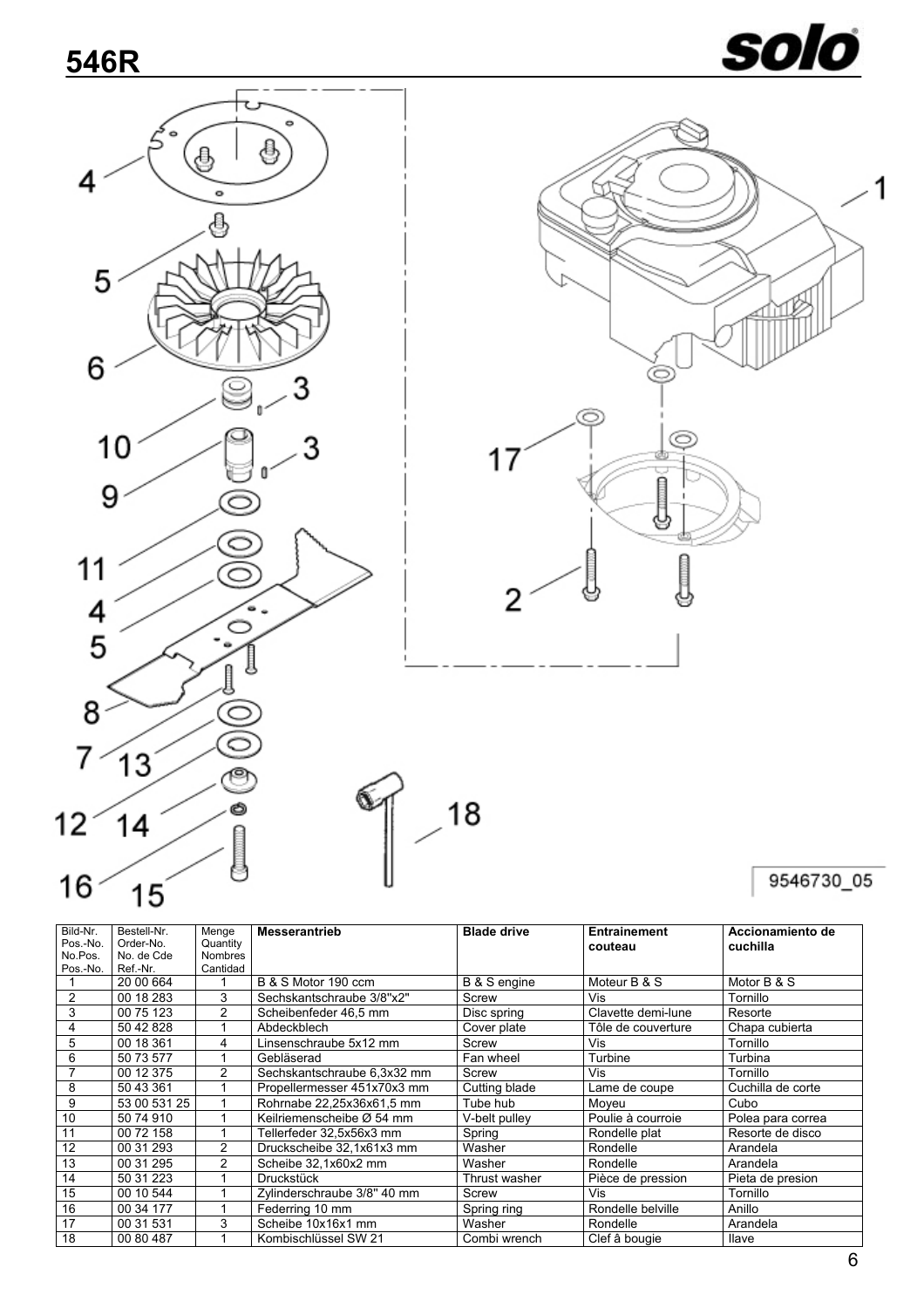# 546R

9546730_05

| Bild-Nr. Pos.-No. No.Pos. Pos.-No. | Bestell-Nr. Order-No. No. de Cde Ref.-Nr. | Menge Quantity Nombres Cantidad | Messerantrieb | Blade drive | Entrainement couteau | Accionamiento de cuchilla |
|---|---|---|---|---|---|---|
| 1 | 20 00 664 | 1 | B & S Motor 190 ccm | B & S engine | Moteur B & S | Motor B & S |
| 2 | 00 18 283 | 3 | Sechskantschraube 3/8"x2" | Screw | Vis | Tornillo |
| 3 | 00 75 123 | 2 | Scheibenfeder 46,5 mm | Disc spring | Clavette demi-lune | Resorte |
| 4 | 50 42 828 | 1 | Abdeckblech | Cover plate | Tôle de couverture | Chapa cubierta |
| 5 | 00 18 361 | 4 | Linsenschraube 5x12 mm | Screw | Vis | Tornillo |
| 6 | 50 73 577 | 1 | Gebläserad | Fan wheel | Turbine | Turbina |
| 7 | 00 12 375 | 2 | Sechskantschraube 6,3x32 mm | Screw | Vis | Tornillo |
| 8 | 50 43 361 | 1 | Propellermesser 451x70x3 mm | Cutting blade | Lame de coupe | Cuchilla de corte |
| 9 | 53 00 531 25 | 1 | Rohrnabe 22,25x36x61,5 mm | Tube hub | Moyeu | Cubo |
| 10 | 50 74 910 | 1 | Keilriemenscheibe Ø 54 mm | V-belt pulley | Poulie à courroie | Polea para correa |
| 11 | 00 72 158 | 1 | Tellerfeder 32,5x56x3 mm | Spring | Rondelle plat | Resorte de disco |
| 12 | 00 31 293 | 2 | Druckscheibe 32,1x61x3 mm | Washer | Rondelle | Arandela |
| 13 | 00 31 295 | 2 | Scheibe 32,1x60x2 mm | Washer | Rondelle | Arandela |
| 14 | 50 31 223 | 1 | Druckstück | Thrust washer | Pièce de pression | Pieta de presion |
| 15 | 00 10 544 | 1 | Zylinderschraube 3/8" 40 mm | Screw | Vis | Tornillo |
| 16 | 00 34 177 | 1 | Federring 10 mm | Spring ring | Rondelle belville | Anillo |
| 17 | 00 31 531 | 3 | Scheibe 10x16x1 mm | Washer | Rondelle | Arandela |
| 18 | 00 80 487 | 1 | Kombischlüssel SW 21 | Combi wrench | Clef â bougie | llave |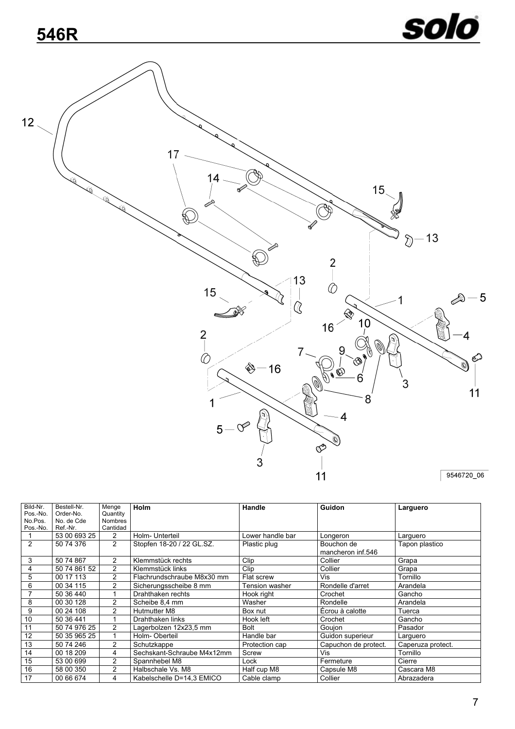# 546R

9546720_06

| Bild-Nr. Pos.-No. No.Pos. Pos.-No. | Bestell-Nr. Order-No. No. de Cde Ref.-Nr. | Menge Quantity Nombres Cantidad | Holm | Handle | Guidon | Larguero |
|---|---|---|---|---|---|---|
| 1 | 53 00 693 25 | 2 | Holm- Unterteil | Lower handle bar | Longeron | Larguero |
| 2 | 50 74 376 | 2 | Stopfen 18-20 / 22 GL.SZ. | Plastic plug | Bouchon de mancheron inf.546 | Tapon plastico |
| 3 | 50 74 867 | 2 | Klemmstück rechts | Clip | Collier | Grapa |
| 4 | 50 74 861 52 | 2 | Klemmstück links | Clip | Collier | Grapa |
| 5 | 00 17 113 | 2 | Flachrundschraube M8x30 mm | Flat screw | Vis | Tornillo |
| 6 | 00 34 115 | 2 | Sicherungsscheibe 8 mm | Tension washer | Rondelle d'arret | Arandela |
| 7 | 50 36 440 | 1 | Drahthaken rechts | Hook right | Crochet | Gancho |
| 8 | 00 30 128 | 2 | Scheibe 8,4 mm | Washer | Rondelle | Arandela |
| 9 | 00 24 108 | 2 | Hutmutter M8 | Box nut | Écrou à calotte | Tuerca |
| 10 | 50 36 441 | 1 | Drahthaken links | Hook left | Crochet | Gancho |
| 11 | 50 74 976 25 | 2 | Lagerbolzen 12x23,5 mm | Bolt | Goujon | Pasador |
| 12 | 50 35 965 25 | 1 | Holm- Oberteil | Handle bar | Guidon superieur | Larguero |
| 13 | 50 74 246 | 2 | Schutzkappe | Protection cap | Capuchon de protect. | Caperuza protect. |
| 14 | 00 18 209 | 4 | Sechskant-Schraube M4x12mm | Screw | Vis | Tornillo |
| 15 | 53 00 699 | 2 | Spannhebel M8 | Lock | Fermeture | Cierre |
| 16 | 58 00 350 | 2 | Halbschale Vs. M8 | Half cup M8 | Capsule M8 | Cascara M8 |
| 17 | 00 66 674 | 4 | Kabelschelle D=14,3 EMICO | Cable clamp | Collier | Abrazadera |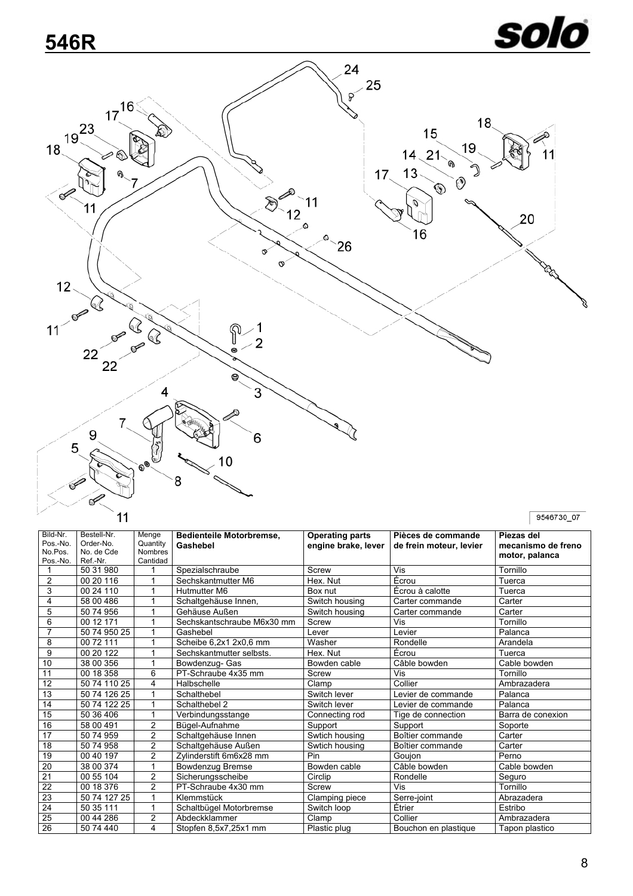# 546R

9546730_07

| Bild-Nr. Pos.-No. No.Pos. Pos.-No. | Bestell-Nr. Order-No. No. de Cde Ref.-Nr. | Menge Quantity Nombres Cantidad | Bedienteile Motorbremse, Gashebel | Operating parts engine brake, lever | Pièces de commande de frein moteur, levier | Piezas del mecanismo de freno motor, palanca |
|---|---|---|---|---|---|---|
| 1 | 50 31 980 | 1 | Spezialschraube | Screw | Vis | Tornillo |
| 2 | 00 20 116 | 1 | Sechskantmutter M6 | Hex. Nut | Écrou | Tuerca |
| 3 | 00 24 110 | 1 | Hutmutter M6 | Box nut | Écrou à calotte | Tuerca |
| 4 | 58 00 486 | 1 | Schaltgehäuse Innen, | Switch housing | Carter commande | Carter |
| 5 | 50 74 956 | 1 | Gehäuse Außen | Switch housing | Carter commande | Carter |
| 6 | 00 12 171 | 1 | Sechskantschraube M6x30 mm | Screw | Vis | Tornillo |
| 7 | 50 74 950 25 | 1 | Gashebel | Lever | Levier | Palanca |
| 8 | 00 72 111 | 1 | Scheibe 6,2x1 2x0,6 mm | Washer | Rondelle | Arandela |
| 9 | 00 20 122 | 1 | Sechskantmutter selbsts. | Hex. Nut | Écrou | Tuerca |
| 10 | 38 00 356 | 1 | Bowdenzug- Gas | Bowden cable | Câble bowden | Cable bowden |
| 11 | 00 18 358 | 6 | PT-Schraube 4x35 mm | Screw | Vis | Tornillo |
| 12 | 50 74 110 25 | 4 | Halbschelle | Clamp | Collier | Ambrazadera |
| 13 | 50 74 126 25 | 1 | Schalthebel | Switch lever | Levier de commande | Palanca |
| 14 | 50 74 122 25 | 1 | Schalthebel 2 | Switch lever | Levier de commande | Palanca |
| 15 | 50 36 406 | 1 | Verbindungsstange | Connecting rod | Tige de connection | Barra de conexion |
| 16 | 58 00 491 | 2 | Bügel-Aufnahme | Support | Support | Soporte |
| 17 | 50 74 959 | 2 | Schaltgehäuse Innen | Swtich housing | Boîtier commande | Carter |
| 18 | 50 74 958 | 2 | Schaltgehäuse Außen | Swtich housing | Boîtier commande | Carter |
| 19 | 00 40 197 | 2 | Zylinderstift 6m6x28 mm | Pin | Goujon | Perno |
| 20 | 38 00 374 | 1 | Bowdenzug Bremse | Bowden cable | Câble bowden | Cable bowden |
| 21 | 00 55 104 | 2 | Sicherungsscheibe | Circlip | Rondelle | Seguro |
| 22 | 00 18 376 | 2 | PT-Schraube 4x30 mm | Screw | Vis | Tornillo |
| 23 | 50 74 127 25 | 1 | Klemmstück | Clamping piece | Serre-joint | Abrazadera |
| 24 | 50 35 111 | 1 | Schaltbügel Motorbremse | Switch loop | Étrier | Estribo |
| 25 | 00 44 286 | 2 | Abdeckklammer | Clamp | Collier | Ambrazadera |
| 26 | 50 74 440 | 4 | Stopfen 8,5x7,25x1 mm | Plastic plug | Bouchon en plastique | Tapon plastico |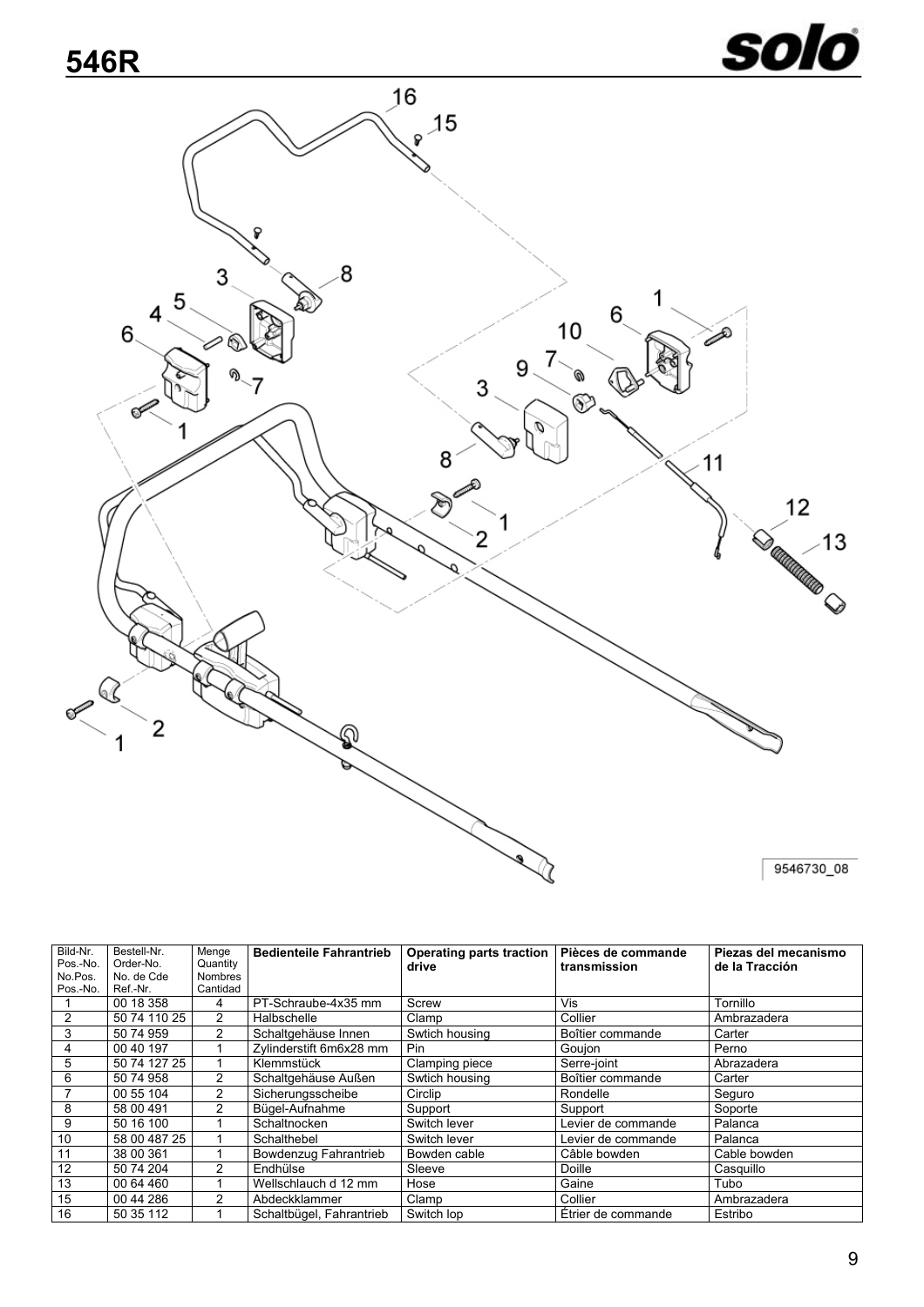# 546R

9546730_08

| Bild-Nr. Pos.-No. No.Pos. Pos.-No. | Bestell-Nr. Order-No. No. de Cde Ref.-Nr. | Menge Quantity Nombres Cantidad | Bedienteile Fahrantrieb | Operating parts traction drive | Pièces de commande transmission | Piezas del mecanismo de la Tracción |
|---|---|---|---|---|---|---|
| 1 | 00 18 358 | 4 | PT-Schraube-4x35 mm | Screw | Vis | Tornillo |
| 2 | 50 74 110 25 | 2 | Halbschelle | Clamp | Collier | Ambrazadera |
| 3 | 50 74 959 | 2 | Schaltgehäuse Innen | Swtich housing | Boîtier commande | Carter |
| 4 | 00 40 197 | 1 | Zylinderstift 6m6x28 mm | Pin | Goujon | Perno |
| 5 | 50 74 127 25 | 1 | Klemmstück | Clamping piece | Serre-joint | Abrazadera |
| 6 | 50 74 958 | 2 | Schaltgehäuse Außen | Swtich housing | Boîtier commande | Carter |
| 7 | 00 55 104 | 2 | Sicherungsscheibe | Circlip | Rondelle | Seguro |
| 8 | 58 00 491 | 2 | Bügel-Aufnahme | Support | Support | Soporte |
| 9 | 50 16 100 | 1 | Schaltnocken | Switch lever | Levier de commande | Palanca |
| 10 | 58 00 487 25 | 1 | Schalthebel | Switch lever | Levier de commande | Palanca |
| 11 | 38 00 361 | 1 | Bowdenzug Fahrantrieb | Bowden cable | Câble bowden | Cable bowden |
| 12 | 50 74 204 | 2 | Endhülse | Sleeve | Doille | Casquillo |
| 13 | 00 64 460 | 1 | Wellschlauch d 12 mm | Hose | Gaine | Tubo |
| 15 | 00 44 286 | 2 | Abdeckklammer | Clamp | Collier | Ambrazadera |
| 16 | 50 35 112 | 1 | Schaltbügel, Fahrantrieb | Switch lop | Étrier de commande | Estribo |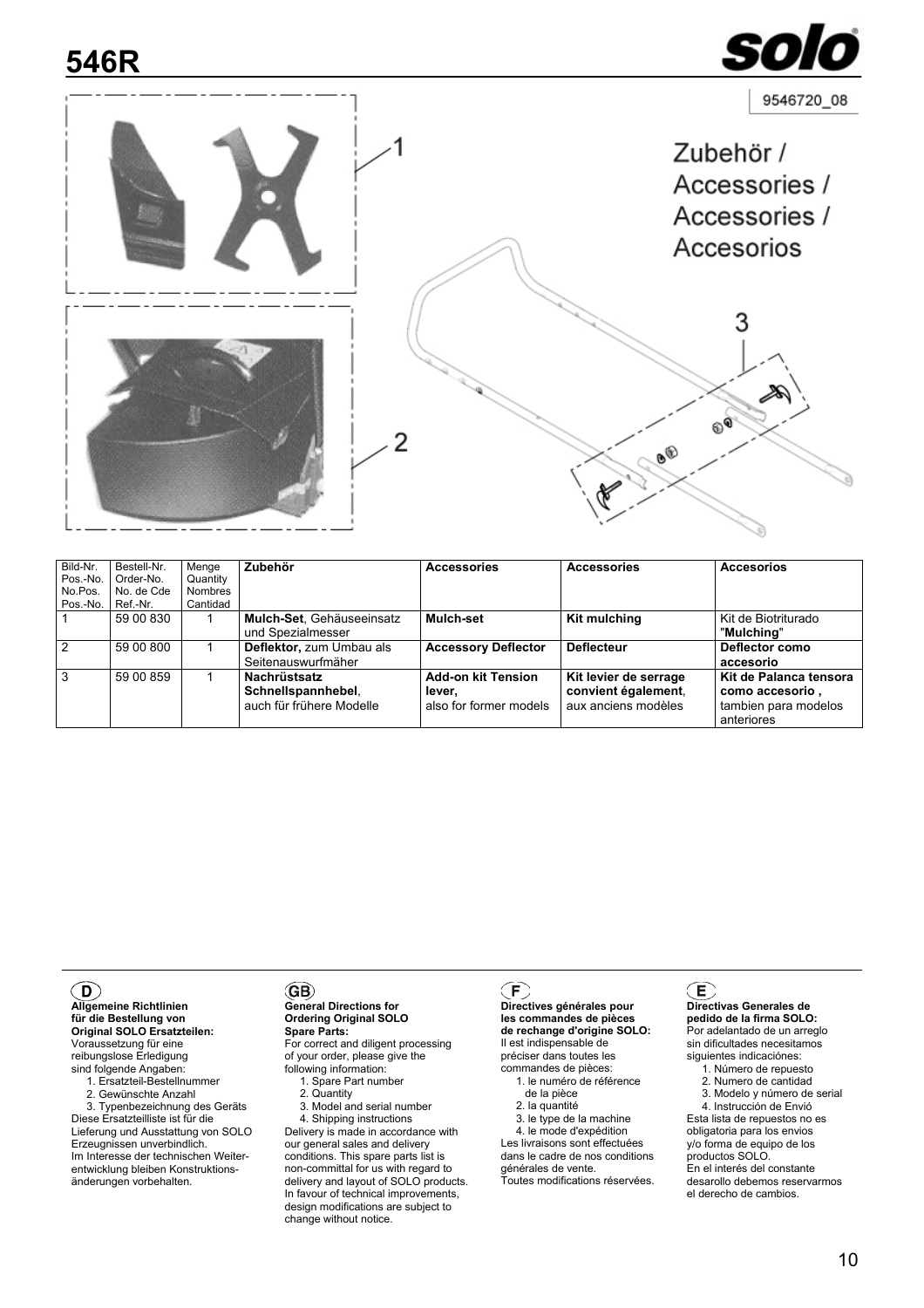# 546R

9546720_08

Zubehör /
Accessories /
Accessories /
Accesorios

| Bild-Nr. Pos.-No. No.Pos. Pos.-No. | Bestell-Nr. Order-No. No. de Cde Ref.-Nr. | Menge Quantity Nombres Cantidad | Zubehör | Accessories | Accessories | Accesorios |
|---|---|---|---|---|---|---|
| 1 | 59 00 830 | 1 | **Mulch-Set**, Gehäuseeinsatz und Spezialmesser | **Mulch-set** | **Kit mulching** | Kit de Biotriturado "**Mulching**" |
| 2 | 59 00 800 | 1 | **Deflektor,** zum Umbau als Seitenauswurfmäher | **Accessory Deflector** | **Deflecteur** | **Deflector como accesorio** |
| 3 | 59 00 859 | 1 | **Nachrüstsatz Schnellspannhebel**, auch für frühere Modelle | **Add-on kit Tension lever,** also for former models | **Kit levier de serrage convient également**, aux anciens modèles | **Kit de Palanca tensora como accesorio ,** tambien para modelos anteriores |

**(D)**

**Allgemeine Richtlinien für die Bestellung von Original SOLO Ersatzteilen:**
Voraussetzung für eine reibungslose Erledigung sind folgende Angaben:

1. Ersatzteil-Bestellnummer
2. Gewünschte Anzahl
3. Typenbezeichnung des Geräts

Diese Ersatzteilliste ist für die Lieferung und Ausstattung von SOLO Erzeugnissen unverbindlich.
Im Interesse der technischen Weiterentwicklung bleiben Konstruktionsänderungen vorbehalten.

**(GB)**

**General Directions for Ordering Original SOLO Spare Parts:**
For correct and diligent processing of your order, please give the following information:

1. Spare Part number
2. Quantity
3. Model and serial number
4. Shipping instructions

Delivery is made in accordance with our general sales and delivery conditions. This spare parts list is non-committal for us with regard to delivery and layout of SOLO products. In favour of technical improvements, design modifications are subject to change without notice.

**(F)**

**Directives générales pour les commandes de pièces de rechange d'origine SOLO:**
Il est indispensable de préciser dans toutes les commandes de pièces:

1. le numéro de référence de la pièce
2. la quantité
3. le type de la machine
4. le mode d'expédition

Les livraisons sont effectuées dans le cadre de nos conditions générales de vente.
Toutes modifications réservées.

**(E)**

**Directivas Generales de pedido de la firma SOLO:**
Por adelantado de un arreglo sin dificultades necesitamos siguientes indicaciónes:

1. Número de repuesto
2. Numero de cantidad
3. Modelo y número de serial
4. Instrucción de Envió

Esta lista de repuestos no es obligatoria para los envios y/o forma de equipo de los productos SOLO.
En el interés del constante desarollo debemos reservarmos el derecho de cambios.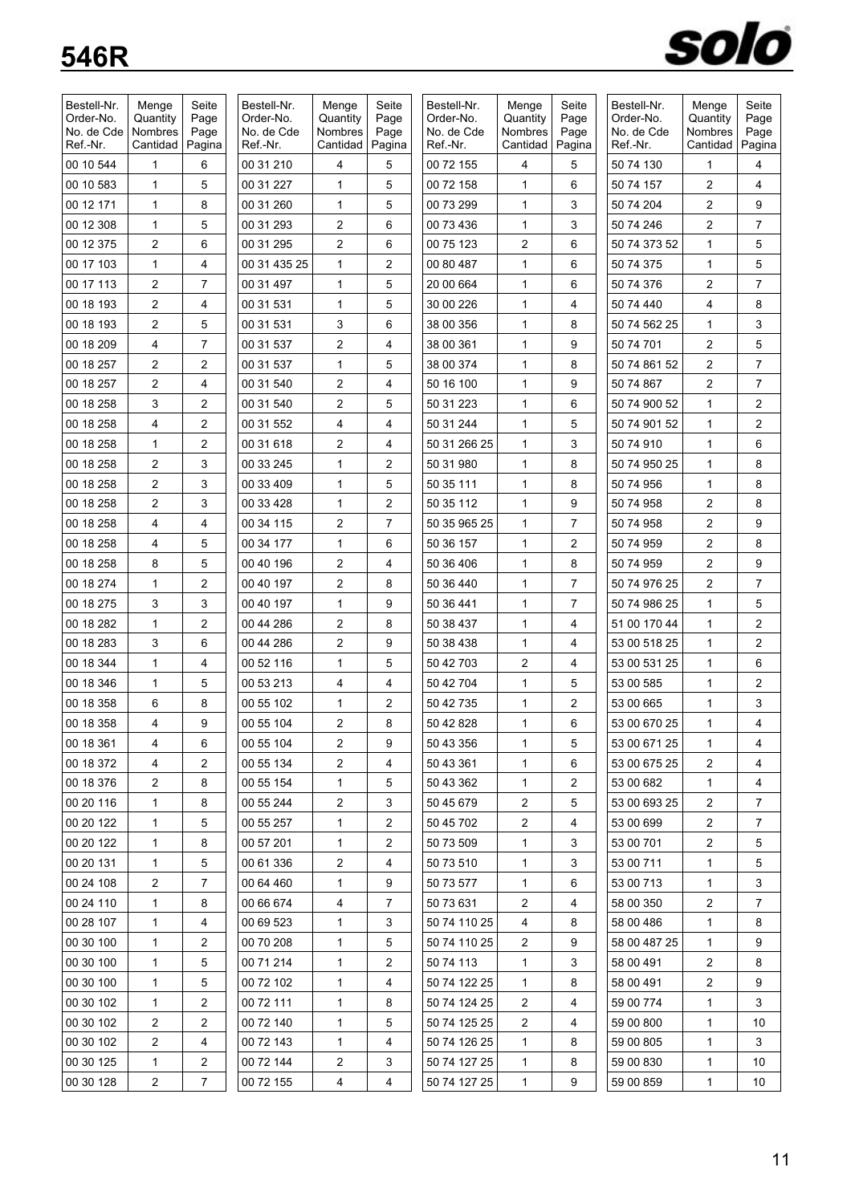# 546R

| Bestell-Nr. Order-No. No. de Cde Ref.-Nr. | Menge Quantity Nombres Cantidad | Seite Page Page Pagina | Bestell-Nr. Order-No. No. de Cde Ref.-Nr. | Menge Quantity Nombres Cantidad | Seite Page Page Pagina | Bestell-Nr. Order-No. No. de Cde Ref.-Nr. | Menge Quantity Nombres Cantidad | Seite Page Page Pagina | Bestell-Nr. Order-No. No. de Cde Ref.-Nr. | Menge Quantity Nombres Cantidad | Seite Page Page Pagina |
|---|---|---|---|---|---|---|---|---|---|---|---|
| 00 10 544 | 1 | 6 | 00 31 210 | 4 | 5 | 00 72 155 | 4 | 5 | 50 74 130 | 1 | 4 |
| 00 10 583 | 1 | 5 | 00 31 227 | 1 | 5 | 00 72 158 | 1 | 6 | 50 74 157 | 2 | 4 |
| 00 12 171 | 1 | 8 | 00 31 260 | 1 | 5 | 00 73 299 | 1 | 3 | 50 74 204 | 2 | 9 |
| 00 12 308 | 1 | 5 | 00 31 293 | 2 | 6 | 00 73 436 | 1 | 3 | 50 74 246 | 2 | 7 |
| 00 12 375 | 2 | 6 | 00 31 295 | 2 | 6 | 00 75 123 | 2 | 6 | 50 74 373 52 | 1 | 5 |
| 00 17 103 | 1 | 4 | 00 31 435 25 | 1 | 2 | 00 80 487 | 1 | 6 | 50 74 375 | 1 | 5 |
| 00 17 113 | 2 | 7 | 00 31 497 | 1 | 5 | 20 00 664 | 1 | 6 | 50 74 376 | 2 | 7 |
| 00 18 193 | 2 | 4 | 00 31 531 | 1 | 5 | 30 00 226 | 1 | 4 | 50 74 440 | 4 | 8 |
| 00 18 193 | 2 | 5 | 00 31 531 | 3 | 6 | 38 00 356 | 1 | 8 | 50 74 562 25 | 1 | 3 |
| 00 18 209 | 4 | 7 | 00 31 537 | 2 | 4 | 38 00 361 | 1 | 9 | 50 74 701 | 2 | 5 |
| 00 18 257 | 2 | 2 | 00 31 537 | 1 | 5 | 38 00 374 | 1 | 8 | 50 74 861 52 | 2 | 7 |
| 00 18 257 | 2 | 4 | 00 31 540 | 2 | 4 | 50 16 100 | 1 | 9 | 50 74 867 | 2 | 7 |
| 00 18 258 | 3 | 2 | 00 31 540 | 2 | 5 | 50 31 223 | 1 | 6 | 50 74 900 52 | 1 | 2 |
| 00 18 258 | 4 | 2 | 00 31 552 | 4 | 4 | 50 31 244 | 1 | 5 | 50 74 901 52 | 1 | 2 |
| 00 18 258 | 1 | 2 | 00 31 618 | 2 | 4 | 50 31 266 25 | 1 | 3 | 50 74 910 | 1 | 6 |
| 00 18 258 | 2 | 3 | 00 33 245 | 1 | 2 | 50 31 980 | 1 | 8 | 50 74 950 25 | 1 | 8 |
| 00 18 258 | 2 | 3 | 00 33 409 | 1 | 5 | 50 35 111 | 1 | 8 | 50 74 956 | 1 | 8 |
| 00 18 258 | 2 | 3 | 00 33 428 | 1 | 2 | 50 35 112 | 1 | 9 | 50 74 958 | 2 | 8 |
| 00 18 258 | 4 | 4 | 00 34 115 | 2 | 7 | 50 35 965 25 | 1 | 7 | 50 74 958 | 2 | 9 |
| 00 18 258 | 4 | 5 | 00 34 177 | 1 | 6 | 50 36 157 | 1 | 2 | 50 74 959 | 2 | 8 |
| 00 18 258 | 8 | 5 | 00 40 196 | 2 | 4 | 50 36 406 | 1 | 8 | 50 74 959 | 2 | 9 |
| 00 18 274 | 1 | 2 | 00 40 197 | 2 | 8 | 50 36 440 | 1 | 7 | 50 74 976 25 | 2 | 7 |
| 00 18 275 | 3 | 3 | 00 40 197 | 1 | 9 | 50 36 441 | 1 | 7 | 50 74 986 25 | 1 | 5 |
| 00 18 282 | 1 | 2 | 00 44 286 | 2 | 8 | 50 38 437 | 1 | 4 | 51 00 170 44 | 1 | 2 |
| 00 18 283 | 3 | 6 | 00 44 286 | 2 | 9 | 50 38 438 | 1 | 4 | 53 00 518 25 | 1 | 2 |
| 00 18 344 | 1 | 4 | 00 52 116 | 1 | 5 | 50 42 703 | 2 | 4 | 53 00 531 25 | 1 | 6 |
| 00 18 346 | 1 | 5 | 00 53 213 | 4 | 4 | 50 42 704 | 1 | 5 | 53 00 585 | 1 | 2 |
| 00 18 358 | 6 | 8 | 00 55 102 | 1 | 2 | 50 42 735 | 1 | 2 | 53 00 665 | 1 | 3 |
| 00 18 358 | 4 | 9 | 00 55 104 | 2 | 8 | 50 42 828 | 1 | 6 | 53 00 670 25 | 1 | 4 |
| 00 18 361 | 4 | 6 | 00 55 104 | 2 | 9 | 50 43 356 | 1 | 5 | 53 00 671 25 | 1 | 4 |
| 00 18 372 | 4 | 2 | 00 55 134 | 2 | 4 | 50 43 361 | 1 | 6 | 53 00 675 25 | 2 | 4 |
| 00 18 376 | 2 | 8 | 00 55 154 | 1 | 5 | 50 43 362 | 1 | 2 | 53 00 682 | 1 | 4 |
| 00 20 116 | 1 | 8 | 00 55 244 | 2 | 3 | 50 45 679 | 2 | 5 | 53 00 693 25 | 2 | 7 |
| 00 20 122 | 1 | 5 | 00 55 257 | 1 | 2 | 50 45 702 | 2 | 4 | 53 00 699 | 2 | 7 |
| 00 20 122 | 1 | 8 | 00 57 201 | 1 | 2 | 50 73 509 | 1 | 3 | 53 00 701 | 2 | 5 |
| 00 20 131 | 1 | 5 | 00 61 336 | 2 | 4 | 50 73 510 | 1 | 3 | 53 00 711 | 1 | 5 |
| 00 24 108 | 2 | 7 | 00 64 460 | 1 | 9 | 50 73 577 | 1 | 6 | 53 00 713 | 1 | 3 |
| 00 24 110 | 1 | 8 | 00 66 674 | 4 | 7 | 50 73 631 | 2 | 4 | 58 00 350 | 2 | 7 |
| 00 28 107 | 1 | 4 | 00 69 523 | 1 | 3 | 50 74 110 25 | 4 | 8 | 58 00 486 | 1 | 8 |
| 00 30 100 | 1 | 2 | 00 70 208 | 1 | 5 | 50 74 110 25 | 2 | 9 | 58 00 487 25 | 1 | 9 |
| 00 30 100 | 1 | 5 | 00 71 214 | 1 | 2 | 50 74 113 | 1 | 3 | 58 00 491 | 2 | 8 |
| 00 30 100 | 1 | 5 | 00 72 102 | 1 | 4 | 50 74 122 25 | 1 | 8 | 58 00 491 | 2 | 9 |
| 00 30 102 | 1 | 2 | 00 72 111 | 1 | 8 | 50 74 124 25 | 2 | 4 | 59 00 774 | 1 | 3 |
| 00 30 102 | 2 | 2 | 00 72 140 | 1 | 5 | 50 74 125 25 | 2 | 4 | 59 00 800 | 1 | 10 |
| 00 30 102 | 2 | 4 | 00 72 143 | 1 | 4 | 50 74 126 25 | 1 | 8 | 59 00 805 | 1 | 3 |
| 00 30 125 | 1 | 2 | 00 72 144 | 2 | 3 | 50 74 127 25 | 1 | 8 | 59 00 830 | 1 | 10 |
| 00 30 128 | 2 | 7 | 00 72 155 | 4 | 4 | 50 74 127 25 | 1 | 9 | 59 00 859 | 1 | 10 |